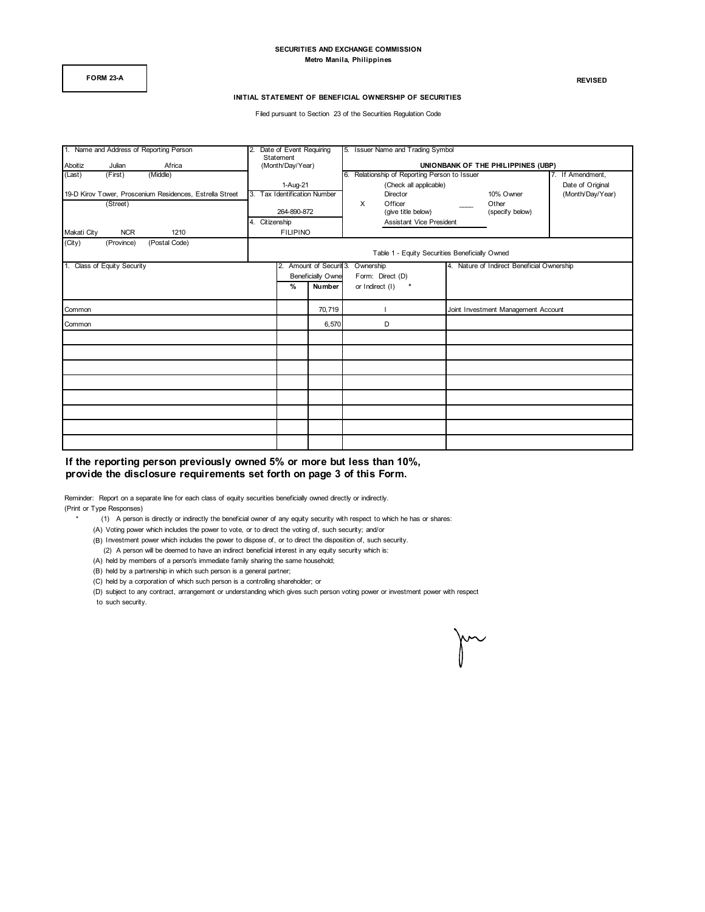**SECURITIES AND EXCHANGE COMMISSION**
**Metro Manila, Philippines**

**FORM 23-A**

**REVISED**

**INITIAL STATEMENT OF BENEFICIAL OWNERSHIP OF SECURITIES**

Filed pursuant to Section 23 of the Securities Regulation Code

| 1. Name and Address of Reporting Person | 2. Date of Event Requiring Statement (Month/Day/Year) | 5. Issuer Name and Trading Symbol | 7. If Amendment, Date of Original (Month/Day/Year) |
|---|---|---|---|
| Aboitiz (Last) Julian (First) Africa (Middle) | 1-Aug-21 | **UNIONBANK OF THE PHILIPPINES (UBP)** | |
| 19-D Kirov Tower, Proscenium Residences, Estrella Street (Street) | 3. Tax Identification Number: 264-890-872 | 6. Relationship of Reporting Person to Issuer (Check all applicable): Director; 10% Owner; X Officer (give title below); Other (specify below) — Assistant Vice President | |
| Makati City (City) NCR (Province) 1210 (Postal Code) | 4. Citizenship: FILIPINO | | |

Table 1 - Equity Securities Beneficially Owned

| 1. Class of Equity Security | 2. Amount of Securities Beneficially Owned % | Number | 3. Ownership Form: Direct (D) or Indirect (I) * | 4. Nature of Indirect Beneficial Ownership |
|---|---|---|---|---|
| Common | | 70,719 | I | Joint Investment Management Account |
| Common | | 6,570 | D | |
| | | | | |
| | | | | |
| | | | | |
| | | | | |
| | | | | |
| | | | | |
| | | | | |
| | | | | |

**If the reporting person previously owned 5% or more but less than 10%, provide the disclosure requirements set forth on page 3 of this Form.**

Reminder: Report on a separate line for each class of equity securities beneficially owned directly or indirectly.
(Print or Type Responses)

\* (1) A person is directly or indirectly the beneficial owner of any equity security with respect to which he has or shares:
(A) Voting power which includes the power to vote, or to direct the voting of, such security; and/or
(B) Investment power which includes the power to dispose of, or to direct the disposition of, such security.
(2) A person will be deemed to have an indirect beneficial interest in any equity security which is:
(A) held by members of a person's immediate family sharing the same household;
(B) held by a partnership in which such person is a general partner;
(C) held by a corporation of which such person is a controlling shareholder; or
(D) subject to any contract, arrangement or understanding which gives such person voting power or investment power with respect to such security.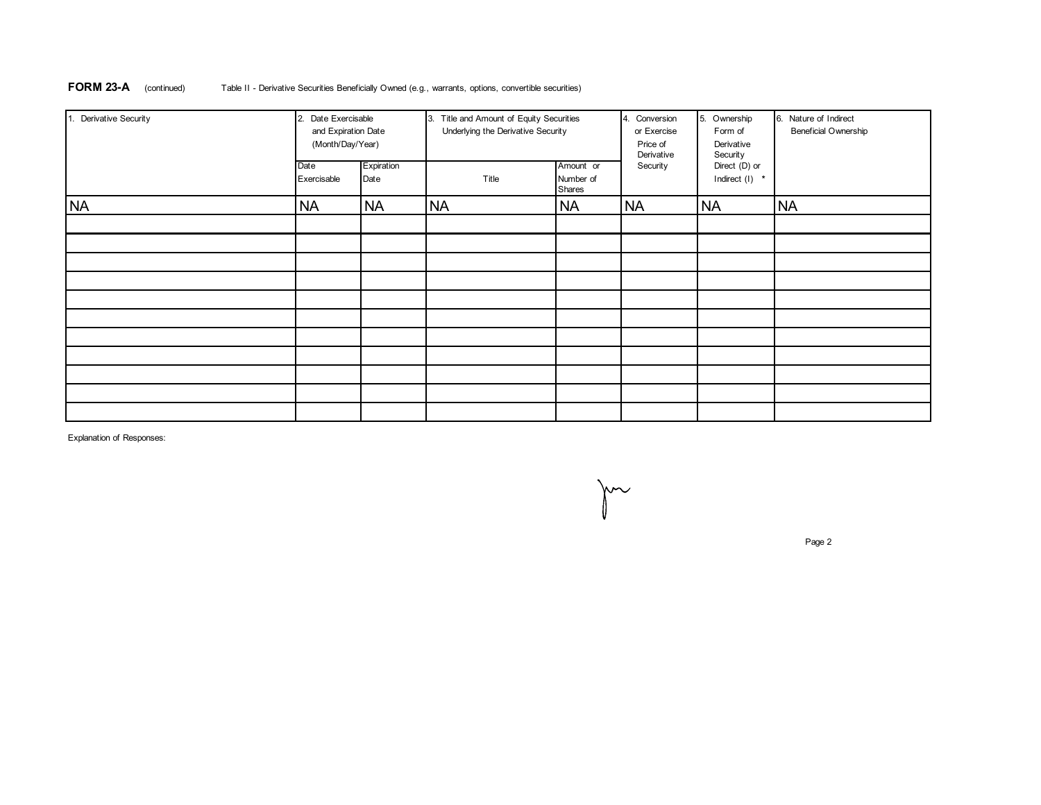**FORM 23-A** (continued) Table II - Derivative Securities Beneficially Owned (e.g., warrants, options, convertible securities)

| 1. Derivative Security | 2. Date Exercisable and Expiration Date (Month/Day/Year) | | 3. Title and Amount of Equity Securities Underlying the Derivative Security | | 4. Conversion or Exercise Price of Derivative Security | 5. Ownership Form of Derivative Security Direct (D) or Indirect (I) * | 6. Nature of Indirect Beneficial Ownership |
|---|---|---|---|---|---|---|---|
| | Date Exercisable | Expiration Date | Title | Amount or Number of Shares | | | |
| NA | NA | NA | NA | NA | NA | NA | NA |
| | | | | | | | |
| | | | | | | | |
| | | | | | | | |
| | | | | | | | |
| | | | | | | | |
| | | | | | | | |
| | | | | | | | |
| | | | | | | | |
| | | | | | | | |
| | | | | | | | |
| | | | | | | | |

Explanation of Responses: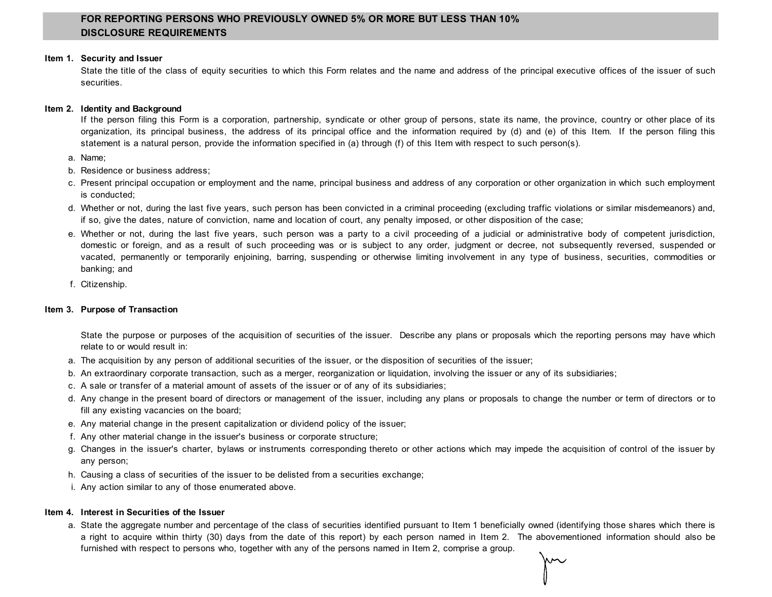## FOR REPORTING PERSONS WHO PREVIOUSLY OWNED 5% OR MORE BUT LESS THAN 10%
## DISCLOSURE REQUIREMENTS

**Item 1. Security and Issuer**

State the title of the class of equity securities to which this Form relates and the name and address of the principal executive offices of the issuer of such securities.

**Item 2. Identity and Background**

If the person filing this Form is a corporation, partnership, syndicate or other group of persons, state its name, the province, country or other place of its organization, its principal business, the address of its principal office and the information required by (d) and (e) of this Item. If the person filing this statement is a natural person, provide the information specified in (a) through (f) of this Item with respect to such person(s).

a. Name;

b. Residence or business address;

c. Present principal occupation or employment and the name, principal business and address of any corporation or other organization in which such employment is conducted;

d. Whether or not, during the last five years, such person has been convicted in a criminal proceeding (excluding traffic violations or similar misdemeanors) and, if so, give the dates, nature of conviction, name and location of court, any penalty imposed, or other disposition of the case;

e. Whether or not, during the last five years, such person was a party to a civil proceeding of a judicial or administrative body of competent jurisdiction, domestic or foreign, and as a result of such proceeding was or is subject to any order, judgment or decree, not subsequently reversed, suspended or vacated, permanently or temporarily enjoining, barring, suspending or otherwise limiting involvement in any type of business, securities, commodities or banking; and

f. Citizenship.

**Item 3. Purpose of Transaction**

State the purpose or purposes of the acquisition of securities of the issuer. Describe any plans or proposals which the reporting persons may have which relate to or would result in:

a. The acquisition by any person of additional securities of the issuer, or the disposition of securities of the issuer;

b. An extraordinary corporate transaction, such as a merger, reorganization or liquidation, involving the issuer or any of its subsidiaries;

c. A sale or transfer of a material amount of assets of the issuer or of any of its subsidiaries;

d. Any change in the present board of directors or management of the issuer, including any plans or proposals to change the number or term of directors or to fill any existing vacancies on the board;

e. Any material change in the present capitalization or dividend policy of the issuer;

f. Any other material change in the issuer's business or corporate structure;

g. Changes in the issuer's charter, bylaws or instruments corresponding thereto or other actions which may impede the acquisition of control of the issuer by any person;

h. Causing a class of securities of the issuer to be delisted from a securities exchange;

i. Any action similar to any of those enumerated above.

**Item 4. Interest in Securities of the Issuer**

a. State the aggregate number and percentage of the class of securities identified pursuant to Item 1 beneficially owned (identifying those shares which there is a right to acquire within thirty (30) days from the date of this report) by each person named in Item 2. The abovementioned information should also be furnished with respect to persons who, together with any of the persons named in Item 2, comprise a group.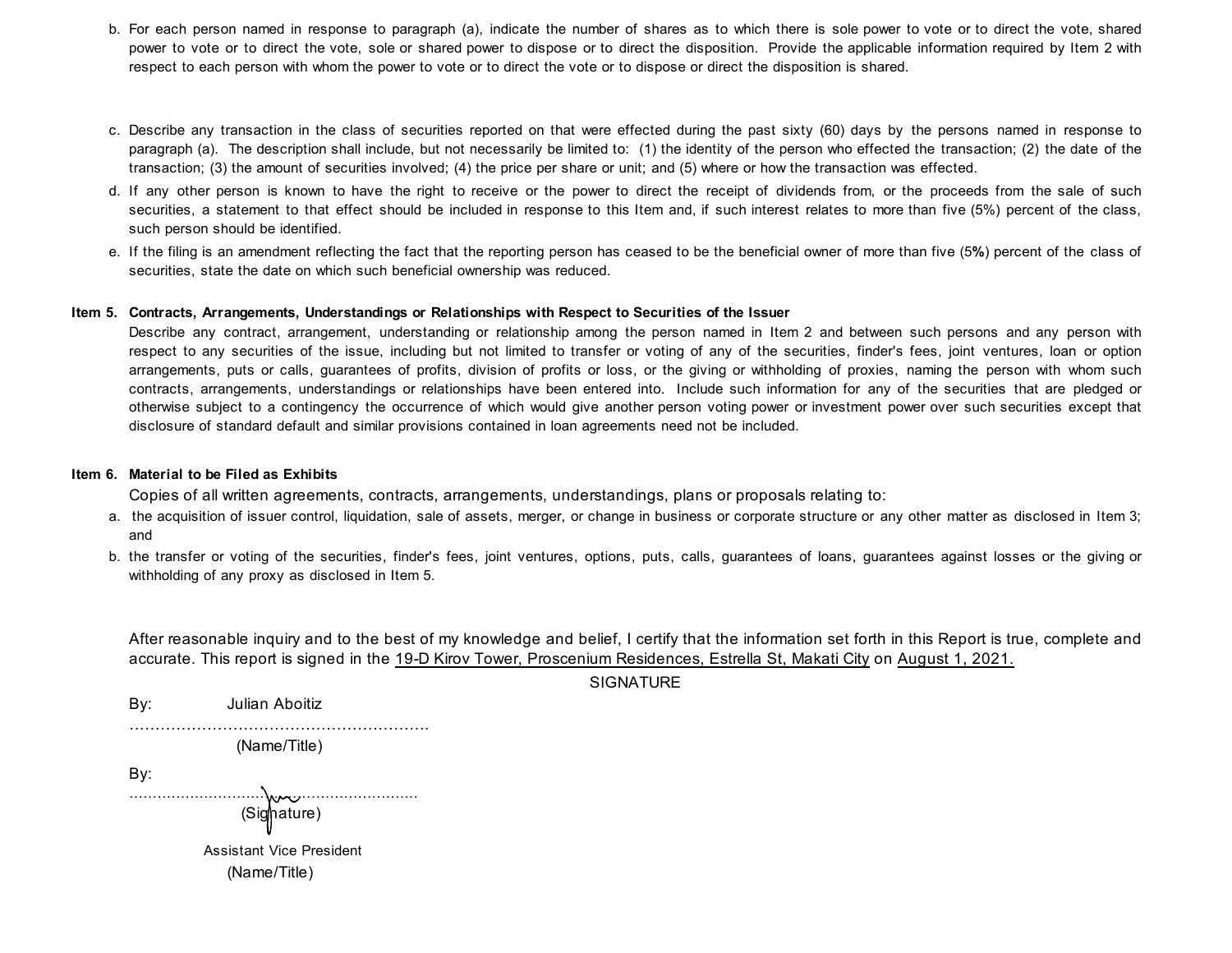b. For each person named in response to paragraph (a), indicate the number of shares as to which there is sole power to vote or to direct the vote, shared power to vote or to direct the vote, sole or shared power to dispose or to direct the disposition. Provide the applicable information required by Item 2 with respect to each person with whom the power to vote or to direct the vote or to dispose or direct the disposition is shared.

c. Describe any transaction in the class of securities reported on that were effected during the past sixty (60) days by the persons named in response to paragraph (a). The description shall include, but not necessarily be limited to: (1) the identity of the person who effected the transaction; (2) the date of the transaction; (3) the amount of securities involved; (4) the price per share or unit; and (5) where or how the transaction was effected.

d. If any other person is known to have the right to receive or the power to direct the receipt of dividends from, or the proceeds from the sale of such securities, a statement to that effect should be included in response to this Item and, if such interest relates to more than five (5%) percent of the class, such person should be identified.

e. If the filing is an amendment reflecting the fact that the reporting person has ceased to be the beneficial owner of more than five (5**%**) percent of the class of securities, state the date on which such beneficial ownership was reduced.

**Item 5. Contracts, Arrangements, Understandings or Relationships with Respect to Securities of the Issuer**

Describe any contract, arrangement, understanding or relationship among the person named in Item 2 and between such persons and any person with respect to any securities of the issue, including but not limited to transfer or voting of any of the securities, finder's fees, joint ventures, loan or option arrangements, puts or calls, guarantees of profits, division of profits or loss, or the giving or withholding of proxies, naming the person with whom such contracts, arrangements, understandings or relationships have been entered into. Include such information for any of the securities that are pledged or otherwise subject to a contingency the occurrence of which would give another person voting power or investment power over such securities except that disclosure of standard default and similar provisions contained in loan agreements need not be included.

**Item 6. Material to be Filed as Exhibits**

Copies of all written agreements, contracts, arrangements, understandings, plans or proposals relating to:

a. the acquisition of issuer control, liquidation, sale of assets, merger, or change in business or corporate structure or any other matter as disclosed in Item 3; and

b. the transfer or voting of the securities, finder's fees, joint ventures, options, puts, calls, guarantees of loans, guarantees against losses or the giving or withholding of any proxy as disclosed in Item 5.

After reasonable inquiry and to the best of my knowledge and belief, I certify that the information set forth in this Report is true, complete and accurate. This report is signed in the 19-D Kirov Tower, Proscenium Residences, Estrella St, Makati City on August 1, 2021.

SIGNATURE

By: Julian Aboitiz

…………………………………………………

(Name/Title)

By:

…………………………………………………

(Signature)

Assistant Vice President

(Name/Title)